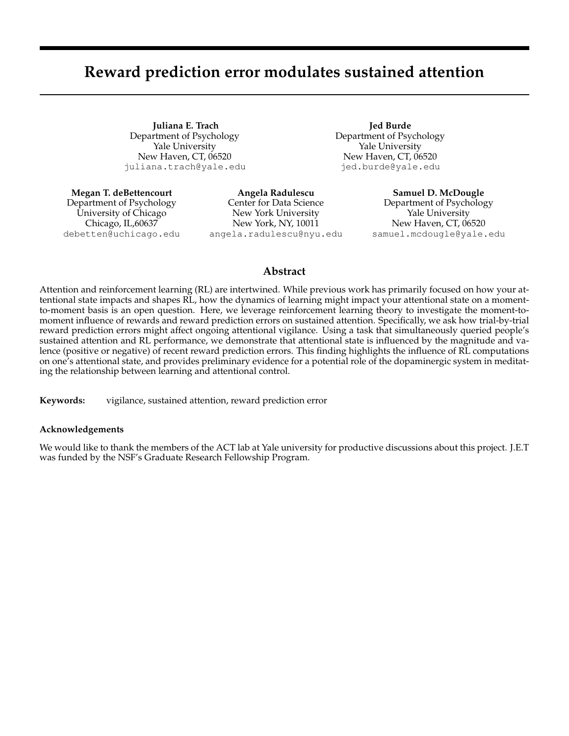# Reward prediction error modulates sustained attention

**Juliana E. Trach**
Department of Psychology
Yale University
New Haven, CT, 06520
juliana.trach@yale.edu

**Jed Burde**
Department of Psychology
Yale University
New Haven, CT, 06520
jed.burde@yale.edu

**Megan T. deBettencourt**
Department of Psychology
University of Chicago
Chicago, IL,60637
debetten@uchicago.edu

**Angela Radulescu**
Center for Data Science
New York University
New York, NY, 10011
angela.radulescu@nyu.edu

**Samuel D. McDougle**
Department of Psychology
Yale University
New Haven, CT, 06520
samuel.mcdougle@yale.edu

## Abstract

Attention and reinforcement learning (RL) are intertwined. While previous work has primarily focused on how your attentional state impacts and shapes RL, how the dynamics of learning might impact your attentional state on a moment-to-moment basis is an open question. Here, we leverage reinforcement learning theory to investigate the moment-to-moment influence of rewards and reward prediction errors on sustained attention. Specifically, we ask how trial-by-trial reward prediction errors might affect ongoing attentional vigilance. Using a task that simultaneously queried people's sustained attention and RL performance, we demonstrate that attentional state is influenced by the magnitude and valence (positive or negative) of recent reward prediction errors. This finding highlights the influence of RL computations on one's attentional state, and provides preliminary evidence for a potential role of the dopaminergic system in meditating the relationship between learning and attentional control.

**Keywords:** vigilance, sustained attention, reward prediction error

### Acknowledgements

We would like to thank the members of the ACT lab at Yale university for productive discussions about this project. J.E.T was funded by the NSF's Graduate Research Fellowship Program.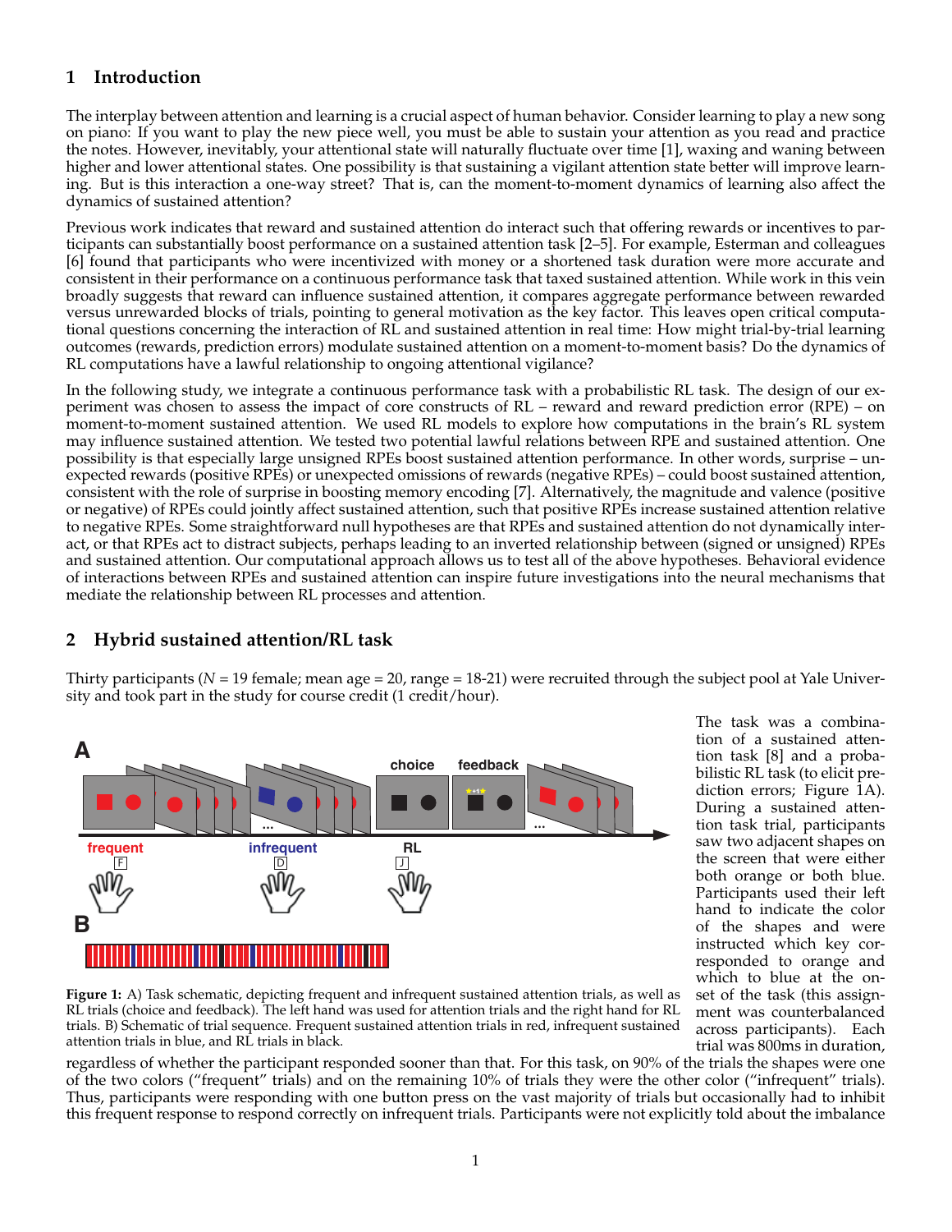## 1 Introduction

The interplay between attention and learning is a crucial aspect of human behavior. Consider learning to play a new song on piano: If you want to play the new piece well, you must be able to sustain your attention as you read and practice the notes. However, inevitably, your attentional state will naturally fluctuate over time [1], waxing and waning between higher and lower attentional states. One possibility is that sustaining a vigilant attention state better will improve learning. But is this interaction a one-way street? That is, can the moment-to-moment dynamics of learning also affect the dynamics of sustained attention?

Previous work indicates that reward and sustained attention do interact such that offering rewards or incentives to participants can substantially boost performance on a sustained attention task [2–5]. For example, Esterman and colleagues [6] found that participants who were incentivized with money or a shortened task duration were more accurate and consistent in their performance on a continuous performance task that taxed sustained attention. While work in this vein broadly suggests that reward can influence sustained attention, it compares aggregate performance between rewarded versus unrewarded blocks of trials, pointing to general motivation as the key factor. This leaves open critical computational questions concerning the interaction of RL and sustained attention in real time: How might trial-by-trial learning outcomes (rewards, prediction errors) modulate sustained attention on a moment-to-moment basis? Do the dynamics of RL computations have a lawful relationship to ongoing attentional vigilance?

In the following study, we integrate a continuous performance task with a probabilistic RL task. The design of our experiment was chosen to assess the impact of core constructs of RL – reward and reward prediction error (RPE) – on moment-to-moment sustained attention. We used RL models to explore how computations in the brain's RL system may influence sustained attention. We tested two potential lawful relations between RPE and sustained attention. One possibility is that especially large unsigned RPEs boost sustained attention performance. In other words, surprise – unexpected rewards (positive RPEs) or unexpected omissions of rewards (negative RPEs) – could boost sustained attention, consistent with the role of surprise in boosting memory encoding [7]. Alternatively, the magnitude and valence (positive or negative) of RPEs could jointly affect sustained attention, such that positive RPEs increase sustained attention relative to negative RPEs. Some straightforward null hypotheses are that RPEs and sustained attention do not dynamically interact, or that RPEs act to distract subjects, perhaps leading to an inverted relationship between (signed or unsigned) RPEs and sustained attention. Our computational approach allows us to test all of the above hypotheses. Behavioral evidence of interactions between RPEs and sustained attention can inspire future investigations into the neural mechanisms that mediate the relationship between RL processes and attention.

## 2 Hybrid sustained attention/RL task

Thirty participants ($N$ = 19 female; mean age = 20, range = 18-21) were recruited through the subject pool at Yale University and took part in the study for course credit (1 credit/hour).

The task was a combination of a sustained attention task [8] and a probabilistic RL task (to elicit prediction errors; Figure 1A). During a sustained attention task trial, participants saw two adjacent shapes on the screen that were either both orange or both blue. Participants used their left hand to indicate the color of the shapes and were instructed which key corresponded to orange and which to blue at the onset of the task (this assignment was counterbalanced across participants). Each trial was 800ms in duration, regardless of whether the participant responded sooner than that. For this task, on 90% of the trials the shapes were one of the two colors ("frequent" trials) and on the remaining 10% of trials they were the other color ("infrequent" trials). Thus, participants were responding with one button press on the vast majority of trials but occasionally had to inhibit this frequent response to respond correctly on infrequent trials. Participants were not explicitly told about the imbalance

**Figure 1:** A) Task schematic, depicting frequent and infrequent sustained attention trials, as well as RL trials (choice and feedback). The left hand was used for attention trials and the right hand for RL trials. B) Schematic of trial sequence. Frequent sustained attention trials in red, infrequent sustained attention trials in blue, and RL trials in black.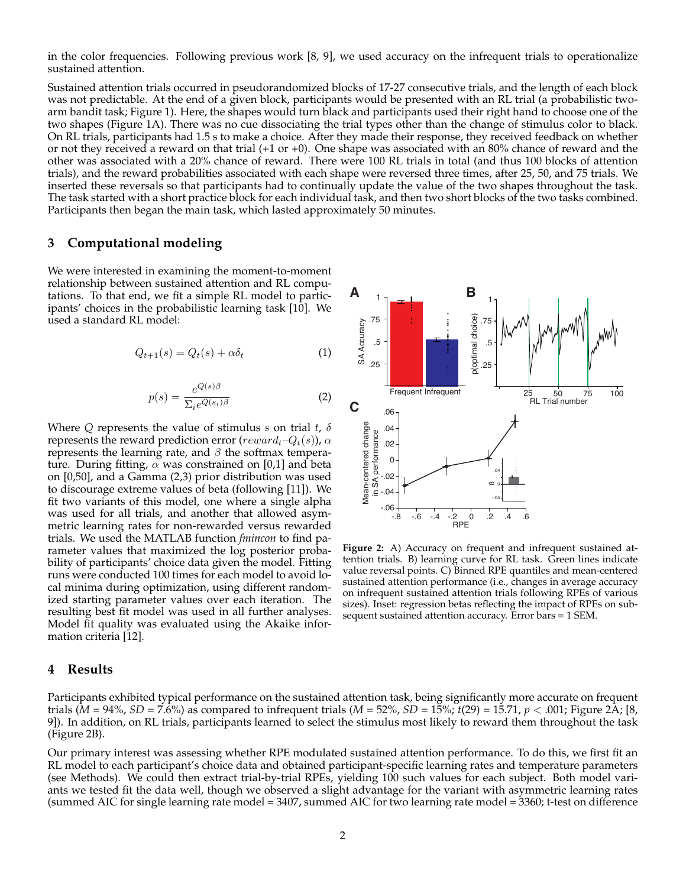in the color frequencies. Following previous work [8, 9], we used accuracy on the infrequent trials to operationalize sustained attention.

Sustained attention trials occurred in pseudorandomized blocks of 17-27 consecutive trials, and the length of each block was not predictable. At the end of a given block, participants would be presented with an RL trial (a probabilistic two-arm bandit task; Figure 1). Here, the shapes would turn black and participants used their right hand to choose one of the two shapes (Figure 1A). There was no cue dissociating the trial types other than the change of stimulus color to black. On RL trials, participants had 1.5 s to make a choice. After they made their response, they received feedback on whether or not they received a reward on that trial (+1 or +0). One shape was associated with an 80% chance of reward and the other was associated with a 20% chance of reward. There were 100 RL trials in total (and thus 100 blocks of attention trials), and the reward probabilities associated with each shape were reversed three times, after 25, 50, and 75 trials. We inserted these reversals so that participants had to continually update the value of the two shapes throughout the task. The task started with a short practice block for each individual task, and then two short blocks of the two tasks combined. Participants then began the main task, which lasted approximately 50 minutes.

## 3 Computational modeling

We were interested in examining the moment-to-moment relationship between sustained attention and RL computations. To that end, we fit a simple RL model to participants' choices in the probabilistic learning task [10]. We used a standard RL model:

$$Q_{t+1}(s) = Q_t(s) + \alpha\delta_t \tag{1}$$

$$p(s) = \frac{e^{Q(s)\beta}}{\sum_i e^{Q(s_i)\beta}} \tag{2}$$

Where $Q$ represents the value of stimulus $s$ on trial $t$, $\delta$ represents the reward prediction error ($reward_t$–$Q_t(s)$), $\alpha$ represents the learning rate, and $\beta$ the softmax temperature. During fitting, $\alpha$ was constrained on [0,1] and beta on [0,50], and a Gamma (2,3) prior distribution was used to discourage extreme values of beta (following [11]). We fit two variants of this model, one where a single alpha was used for all trials, and another that allowed asymmetric learning rates for non-rewarded versus rewarded trials. We used the MATLAB function *fmincon* to find parameter values that maximized the log posterior probability of participants' choice data given the model. Fitting runs were conducted 100 times for each model to avoid local minima during optimization, using different randomized starting parameter values over each iteration. The resulting best fit model was used in all further analyses. Model fit quality was evaluated using the Akaike information criteria [12].

**Figure 2:** A) Accuracy on frequent and infrequent sustained attention trials. B) learning curve for RL task. Green lines indicate value reversal points. C) Binned RPE quantiles and mean-centered sustained attention performance (i.e., changes in average accuracy on infrequent sustained attention trials following RPEs of various sizes). Inset: regression betas reflecting the impact of RPEs on subsequent sustained attention accuracy. Error bars = 1 SEM.

## 4 Results

Participants exhibited typical performance on the sustained attention task, being significantly more accurate on frequent trials (*M* = 94%, *SD* = 7.6%) as compared to infrequent trials (*M* = 52%, *SD* = 15%; $t(29) = 15.71$, $p < .001$; Figure 2A; [8, 9]). In addition, on RL trials, participants learned to select the stimulus most likely to reward them throughout the task (Figure 2B).

Our primary interest was assessing whether RPE modulated sustained attention performance. To do this, we first fit an RL model to each participant's choice data and obtained participant-specific learning rates and temperature parameters (see Methods). We could then extract trial-by-trial RPEs, yielding 100 such values for each subject. Both model variants we tested fit the data well, though we observed a slight advantage for the variant with asymmetric learning rates (summed AIC for single learning rate model = 3407, summed AIC for two learning rate model = 3360; t-test on difference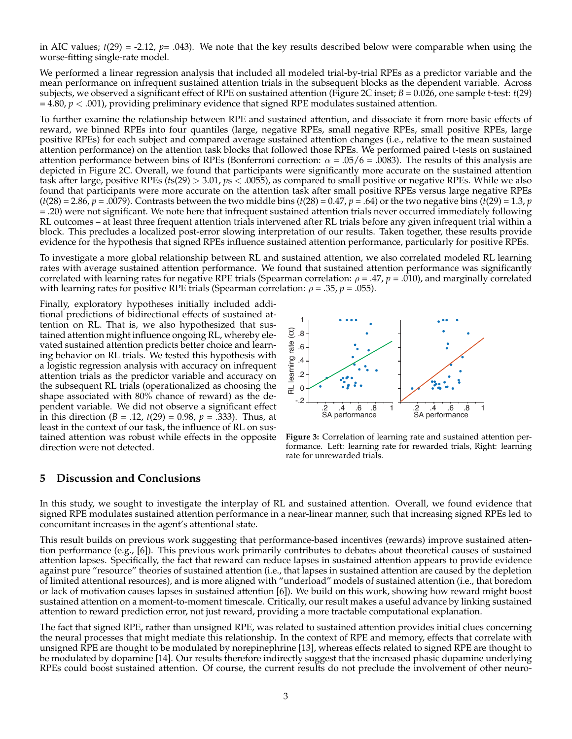in AIC values; $t(29) = -2.12$, $p = .043$). We note that the key results described below were comparable when using the worse-fitting single-rate model.

We performed a linear regression analysis that included all modeled trial-by-trial RPEs as a predictor variable and the mean performance on infrequent sustained attention trials in the subsequent blocks as the dependent variable. Across subjects, we observed a significant effect of RPE on sustained attention (Figure 2C inset; $B = 0.026$, one sample t-test: $t(29) = 4.80$, $p < .001$), providing preliminary evidence that signed RPE modulates sustained attention.

To further examine the relationship between RPE and sustained attention, and dissociate it from more basic effects of reward, we binned RPEs into four quantiles (large, negative RPEs, small negative RPEs, small positive RPEs, large positive RPEs) for each subject and compared average sustained attention changes (i.e., relative to the mean sustained attention performance) on the attention task blocks that followed those RPEs. We performed paired t-tests on sustained attention performance between bins of RPEs (Bonferroni correction: $\alpha = .05/6 = .0083$). The results of this analysis are depicted in Figure 2C. Overall, we found that participants were significantly more accurate on the sustained attention task after large, positive RPEs ($ts(29) > 3.01$, $ps < .0055$), as compared to small positive or negative RPEs. While we also found that participants were more accurate on the attention task after small positive RPEs versus large negative RPEs ($t(28) = 2.86$, $p = .0079$). Contrasts between the two middle bins ($t(28) = 0.47$, $p = .64$) or the two negative bins ($t(29) = 1.3$, $p = .20$) were not significant. We note here that infrequent sustained attention trials never occurred immediately following RL outcomes – at least three frequent attention trials intervened after RL trials before any given infrequent trial within a block. This precludes a localized post-error slowing interpretation of our results. Taken together, these results provide evidence for the hypothesis that signed RPEs influence sustained attention performance, particularly for positive RPEs.

To investigate a more global relationship between RL and sustained attention, we also correlated modeled RL learning rates with average sustained attention performance. We found that sustained attention performance was significantly correlated with learning rates for negative RPE trials (Spearman correlation: $\rho = .47$, $p = .010$), and marginally correlated with learning rates for positive RPE trials (Spearman correlation: $\rho = .35$, $p = .055$).

Finally, exploratory hypotheses initially included additional predictions of bidirectional effects of sustained attention on RL. That is, we also hypothesized that sustained attention might influence ongoing RL, whereby elevated sustained attention predicts better choice and learning behavior on RL trials. We tested this hypothesis with a logistic regression analysis with accuracy on infrequent attention trials as the predictor variable and accuracy on the subsequent RL trials (operationalized as choosing the shape associated with 80% chance of reward) as the dependent variable. We did not observe a significant effect in this direction ($B = .12$, $t(29) = 0.98$, $p = .333$). Thus, at least in the context of our task, the influence of RL on sustained attention was robust while effects in the opposite direction were not detected.

**Figure 3:** Correlation of learning rate and sustained attention performance. Left: learning rate for rewarded trials, Right: learning rate for unrewarded trials.

## 5 Discussion and Conclusions

In this study, we sought to investigate the interplay of RL and sustained attention. Overall, we found evidence that signed RPE modulates sustained attention performance in a near-linear manner, such that increasing signed RPEs led to concomitant increases in the agent's attentional state.

This result builds on previous work suggesting that performance-based incentives (rewards) improve sustained attention performance (e.g., [6]). This previous work primarily contributes to debates about theoretical causes of sustained attention lapses. Specifically, the fact that reward can reduce lapses in sustained attention appears to provide evidence against pure "resource" theories of sustained attention (i.e., that lapses in sustained attention are caused by the depletion of limited attentional resources), and is more aligned with "underload" models of sustained attention (i.e., that boredom or lack of motivation causes lapses in sustained attention [6]). We build on this work, showing how reward might boost sustained attention on a moment-to-moment timescale. Critically, our result makes a useful advance by linking sustained attention to reward prediction error, not just reward, providing a more tractable computational explanation.

The fact that signed RPE, rather than unsigned RPE, was related to sustained attention provides initial clues concerning the neural processes that might mediate this relationship. In the context of RPE and memory, effects that correlate with unsigned RPE are thought to be modulated by norepinephrine [13], whereas effects related to signed RPE are thought to be modulated by dopamine [14]. Our results therefore indirectly suggest that the increased phasic dopamine underlying RPEs could boost sustained attention. Of course, the current results do not preclude the involvement of other neuro-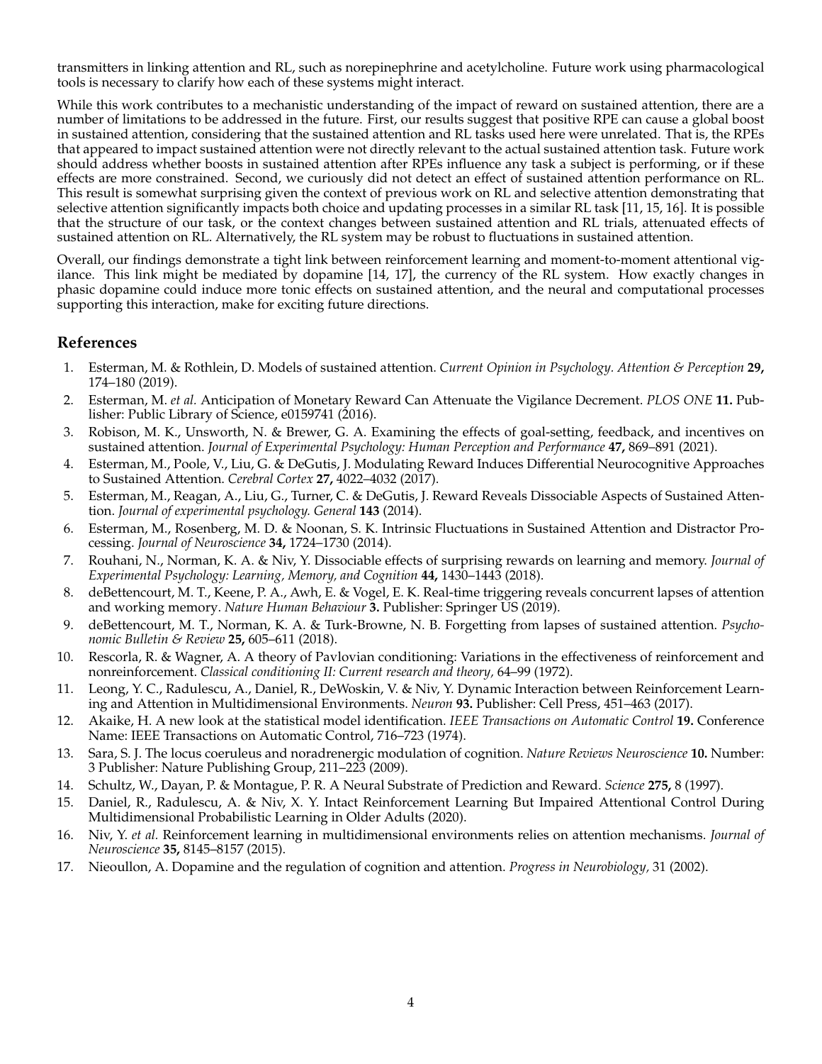transmitters in linking attention and RL, such as norepinephrine and acetylcholine. Future work using pharmacological tools is necessary to clarify how each of these systems might interact.

While this work contributes to a mechanistic understanding of the impact of reward on sustained attention, there are a number of limitations to be addressed in the future. First, our results suggest that positive RPE can cause a global boost in sustained attention, considering that the sustained attention and RL tasks used here were unrelated. That is, the RPEs that appeared to impact sustained attention were not directly relevant to the actual sustained attention task. Future work should address whether boosts in sustained attention after RPEs influence any task a subject is performing, or if these effects are more constrained. Second, we curiously did not detect an effect of sustained attention performance on RL. This result is somewhat surprising given the context of previous work on RL and selective attention demonstrating that selective attention significantly impacts both choice and updating processes in a similar RL task [11, 15, 16]. It is possible that the structure of our task, or the context changes between sustained attention and RL trials, attenuated effects of sustained attention on RL. Alternatively, the RL system may be robust to fluctuations in sustained attention.

Overall, our findings demonstrate a tight link between reinforcement learning and moment-to-moment attentional vigilance. This link might be mediated by dopamine [14, 17], the currency of the RL system. How exactly changes in phasic dopamine could induce more tonic effects on sustained attention, and the neural and computational processes supporting this interaction, make for exciting future directions.

## References

1. Esterman, M. & Rothlein, D. Models of sustained attention. *Current Opinion in Psychology. Attention & Perception* **29,** 174–180 (2019).
2. Esterman, M. *et al.* Anticipation of Monetary Reward Can Attenuate the Vigilance Decrement. *PLOS ONE* **11.** Publisher: Public Library of Science, e0159741 (2016).
3. Robison, M. K., Unsworth, N. & Brewer, G. A. Examining the effects of goal-setting, feedback, and incentives on sustained attention. *Journal of Experimental Psychology: Human Perception and Performance* **47,** 869–891 (2021).
4. Esterman, M., Poole, V., Liu, G. & DeGutis, J. Modulating Reward Induces Differential Neurocognitive Approaches to Sustained Attention. *Cerebral Cortex* **27,** 4022–4032 (2017).
5. Esterman, M., Reagan, A., Liu, G., Turner, C. & DeGutis, J. Reward Reveals Dissociable Aspects of Sustained Attention. *Journal of experimental psychology. General* **143** (2014).
6. Esterman, M., Rosenberg, M. D. & Noonan, S. K. Intrinsic Fluctuations in Sustained Attention and Distractor Processing. *Journal of Neuroscience* **34,** 1724–1730 (2014).
7. Rouhani, N., Norman, K. A. & Niv, Y. Dissociable effects of surprising rewards on learning and memory. *Journal of Experimental Psychology: Learning, Memory, and Cognition* **44,** 1430–1443 (2018).
8. deBettencourt, M. T., Keene, P. A., Awh, E. & Vogel, E. K. Real-time triggering reveals concurrent lapses of attention and working memory. *Nature Human Behaviour* **3.** Publisher: Springer US (2019).
9. deBettencourt, M. T., Norman, K. A. & Turk-Browne, N. B. Forgetting from lapses of sustained attention. *Psychonomic Bulletin & Review* **25,** 605–611 (2018).
10. Rescorla, R. & Wagner, A. A theory of Pavlovian conditioning: Variations in the effectiveness of reinforcement and nonreinforcement. *Classical conditioning II: Current research and theory,* 64–99 (1972).
11. Leong, Y. C., Radulescu, A., Daniel, R., DeWoskin, V. & Niv, Y. Dynamic Interaction between Reinforcement Learning and Attention in Multidimensional Environments. *Neuron* **93.** Publisher: Cell Press, 451–463 (2017).
12. Akaike, H. A new look at the statistical model identification. *IEEE Transactions on Automatic Control* **19.** Conference Name: IEEE Transactions on Automatic Control, 716–723 (1974).
13. Sara, S. J. The locus coeruleus and noradrenergic modulation of cognition. *Nature Reviews Neuroscience* **10.** Number: 3 Publisher: Nature Publishing Group, 211–223 (2009).
14. Schultz, W., Dayan, P. & Montague, P. R. A Neural Substrate of Prediction and Reward. *Science* **275,** 8 (1997).
15. Daniel, R., Radulescu, A. & Niv, X. Y. Intact Reinforcement Learning But Impaired Attentional Control During Multidimensional Probabilistic Learning in Older Adults (2020).
16. Niv, Y. *et al.* Reinforcement learning in multidimensional environments relies on attention mechanisms. *Journal of Neuroscience* **35,** 8145–8157 (2015).
17. Nieoullon, A. Dopamine and the regulation of cognition and attention. *Progress in Neurobiology,* 31 (2002).